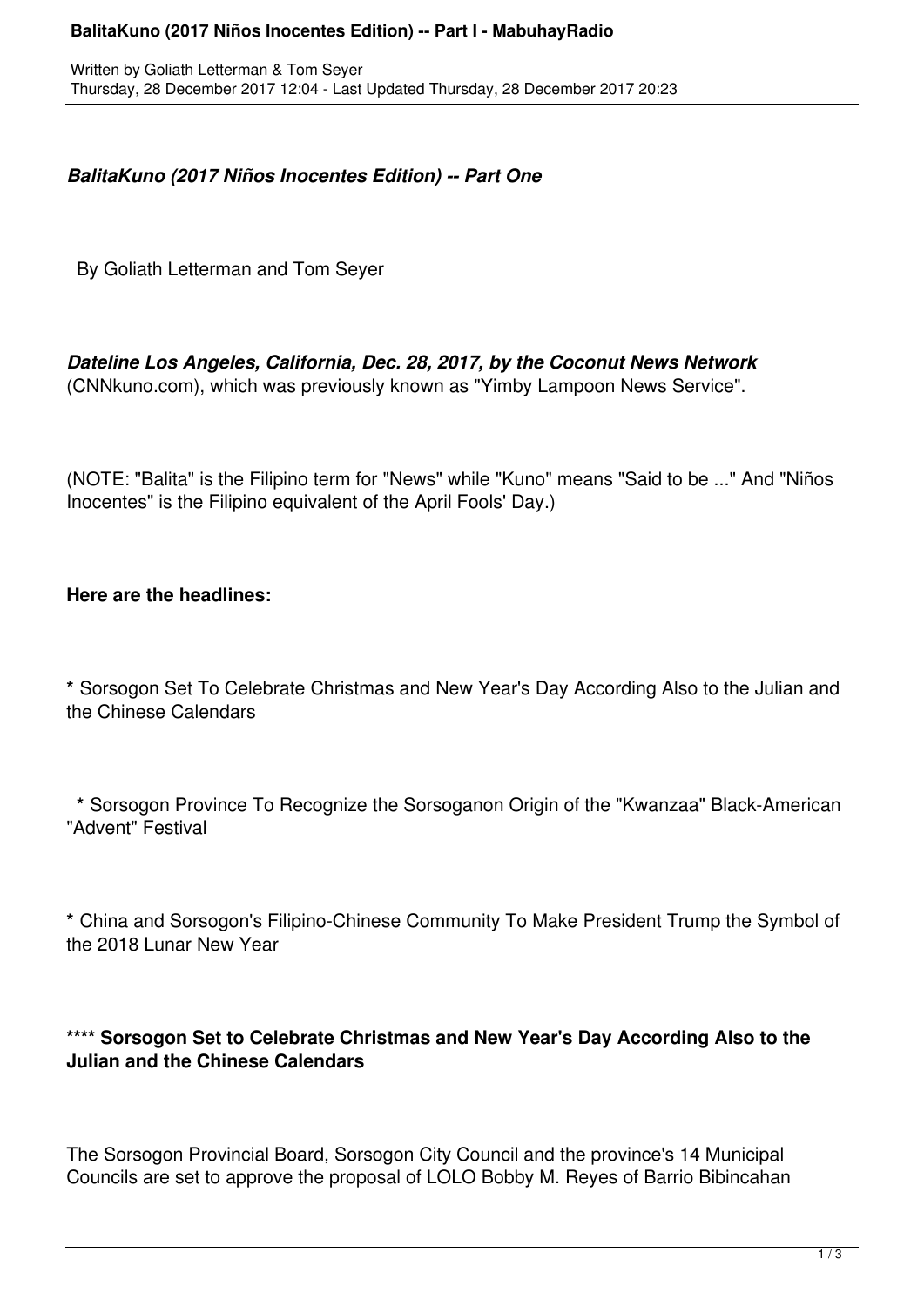*BalitaKuno (2017 Niños Inocentes Edition) -- Part One*

By Goliath Letterman and Tom Seyer

***Dateline Los Angeles, California, Dec. 28, 2017, by the Coconut News Network*** (CNNkuno.com), which was previously known as "Yimby Lampoon News Service".

(NOTE: "Balita" is the Filipino term for "News" while "Kuno" means "Said to be ..." And "Niños Inocentes" is the Filipino equivalent of the April Fools' Day.)

**Here are the headlines:**

**\*** Sorsogon Set To Celebrate Christmas and New Year's Day According Also to the Julian and the Chinese Calendars

**\*** Sorsogon Province To Recognize the Sorsoganon Origin of the "Kwanzaa" Black-American "Advent" Festival

**\*** China and Sorsogon's Filipino-Chinese Community To Make President Trump the Symbol of the 2018 Lunar New Year

**\*\*\*\* Sorsogon Set to Celebrate Christmas and New Year's Day According Also to the Julian and the Chinese Calendars**

The Sorsogon Provincial Board, Sorsogon City Council and the province's 14 Municipal Councils are set to approve the proposal of LOLO Bobby M. Reyes of Barrio Bibincahan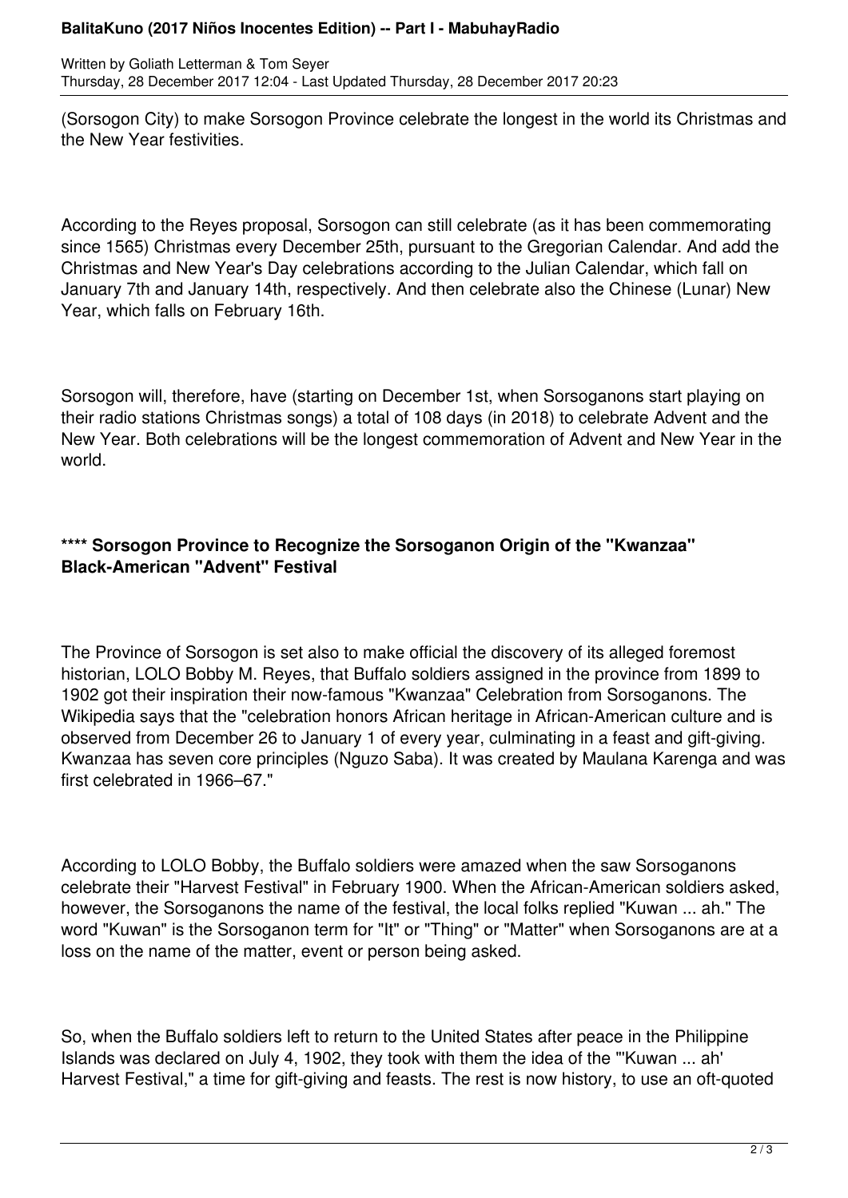(Sorsogon City) to make Sorsogon Province celebrate the longest in the world its Christmas and the New Year festivities.

According to the Reyes proposal, Sorsogon can still celebrate (as it has been commemorating since 1565) Christmas every December 25th, pursuant to the Gregorian Calendar. And add the Christmas and New Year's Day celebrations according to the Julian Calendar, which fall on January 7th and January 14th, respectively. And then celebrate also the Chinese (Lunar) New Year, which falls on February 16th.

Sorsogon will, therefore, have (starting on December 1st, when Sorsoganons start playing on their radio stations Christmas songs) a total of 108 days (in 2018) to celebrate Advent and the New Year. Both celebrations will be the longest commemoration of Advent and New Year in the world.

**\*\*\*\* Sorsogon Province to Recognize the Sorsoganon Origin of the "Kwanzaa" Black-American "Advent" Festival**

The Province of Sorsogon is set also to make official the discovery of its alleged foremost historian, LOLO Bobby M. Reyes, that Buffalo soldiers assigned in the province from 1899 to 1902 got their inspiration their now-famous "Kwanzaa" Celebration from Sorsoganons. The Wikipedia says that the "celebration honors African heritage in African-American culture and is observed from December 26 to January 1 of every year, culminating in a feast and gift-giving. Kwanzaa has seven core principles (Nguzo Saba). It was created by Maulana Karenga and was first celebrated in 1966–67."

According to LOLO Bobby, the Buffalo soldiers were amazed when the saw Sorsoganons celebrate their "Harvest Festival" in February 1900. When the African-American soldiers asked, however, the Sorsoganons the name of the festival, the local folks replied "Kuwan ... ah." The word "Kuwan" is the Sorsoganon term for "It" or "Thing" or "Matter" when Sorsoganons are at a loss on the name of the matter, event or person being asked.

So, when the Buffalo soldiers left to return to the United States after peace in the Philippine Islands was declared on July 4, 1902, they took with them the idea of the "'Kuwan ... ah' Harvest Festival," a time for gift-giving and feasts. The rest is now history, to use an oft-quoted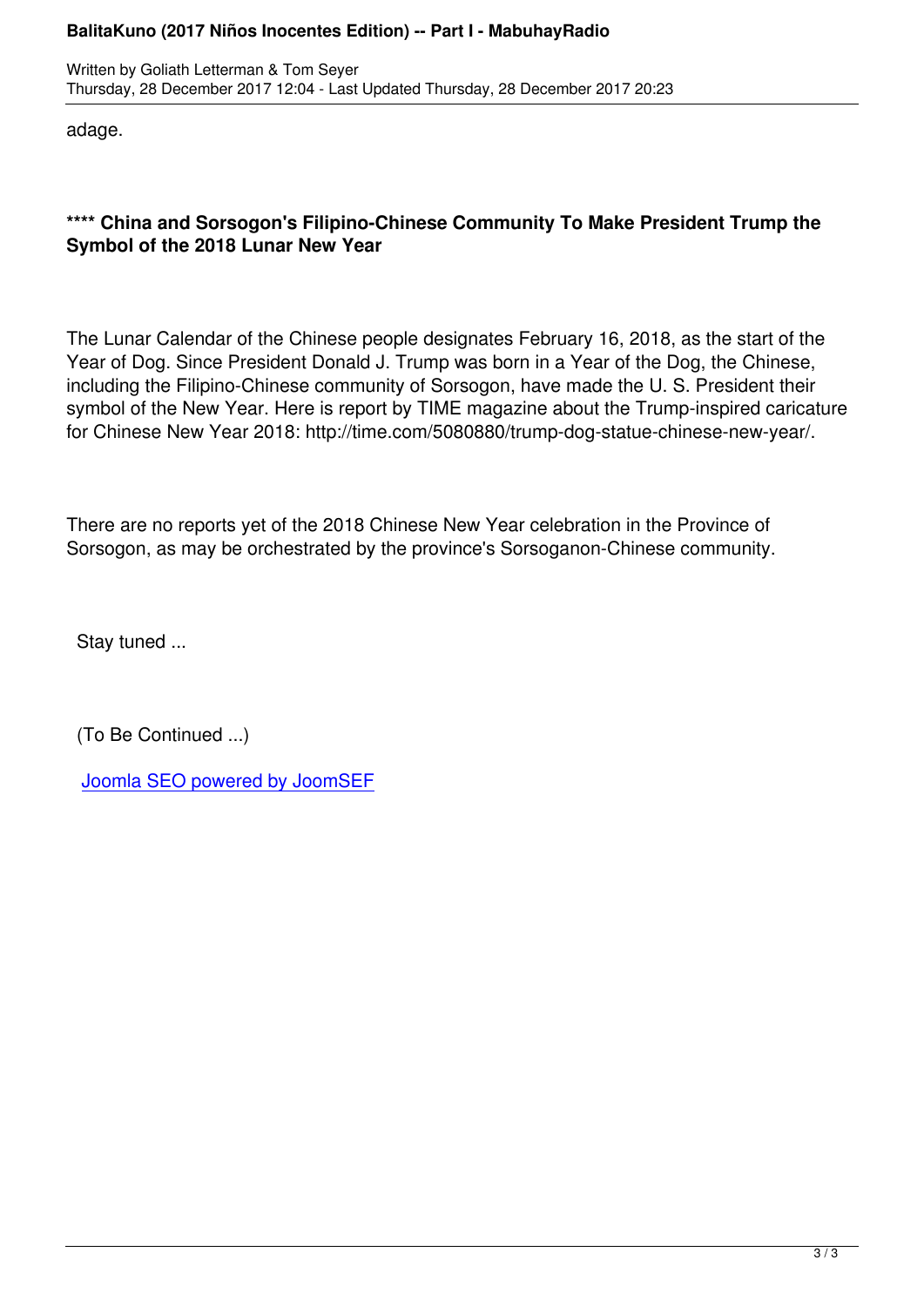adage.

**\*\*\*\* China and Sorsogon's Filipino-Chinese Community To Make President Trump the Symbol of the 2018 Lunar New Year**

The Lunar Calendar of the Chinese people designates February 16, 2018, as the start of the Year of Dog. Since President Donald J. Trump was born in a Year of the Dog, the Chinese, including the Filipino-Chinese community of Sorsogon, have made the U. S. President their symbol of the New Year. Here is report by TIME magazine about the Trump-inspired caricature for Chinese New Year 2018: http://time.com/5080880/trump-dog-statue-chinese-new-year/.

There are no reports yet of the 2018 Chinese New Year celebration in the Province of Sorsogon, as may be orchestrated by the province's Sorsoganon-Chinese community.

Stay tuned ...

(To Be Continued ...)

Joomla SEO powered by JoomSEF